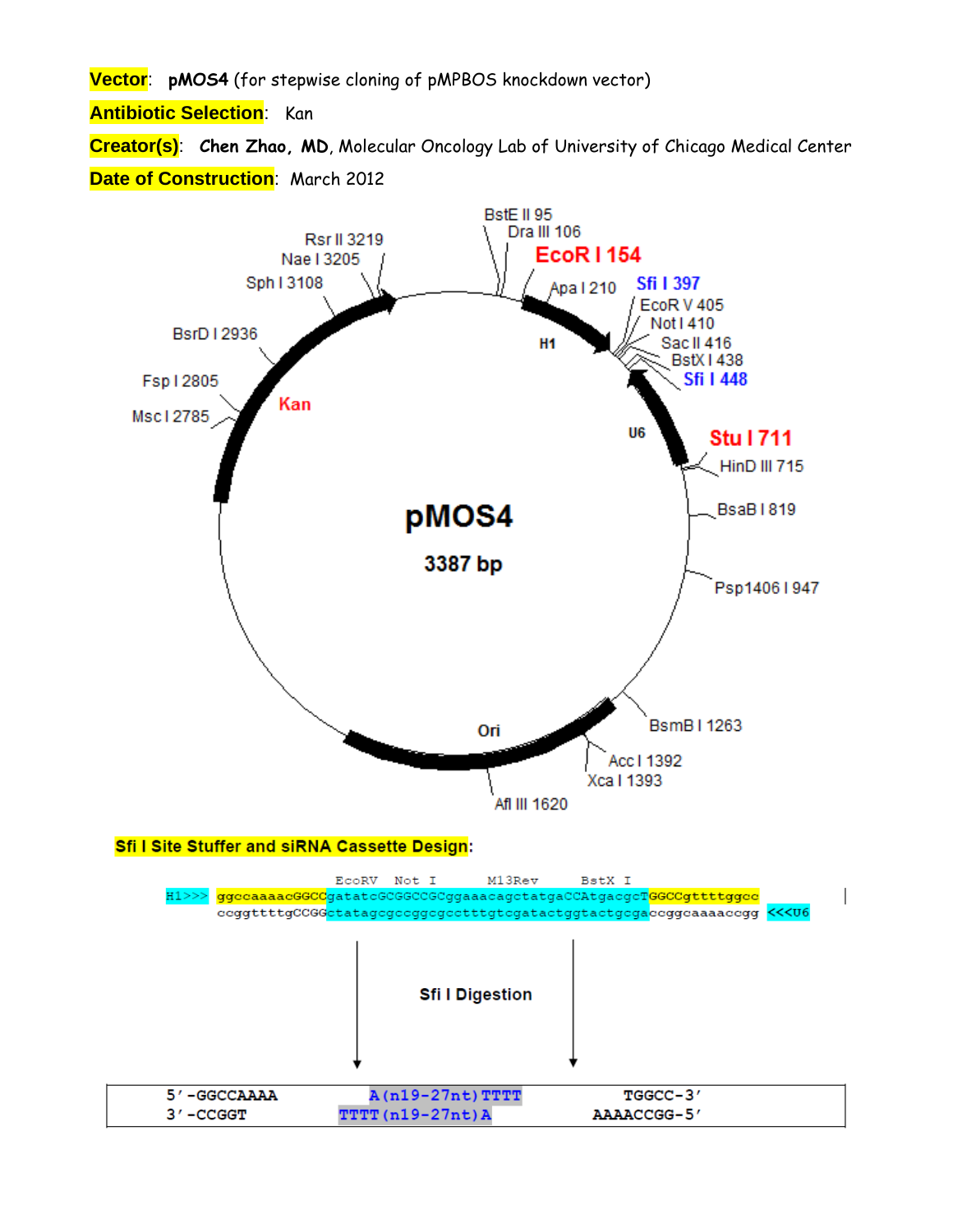**Vector**: **pMOS4** (for stepwise cloning of pMPBOS knockdown vector)

**Antibiotic Selection**: Kan

**Creator(s)**: **Chen Zhao, MD**, Molecular Oncology Lab of University of Chicago Medical Center

**Date of Construction**: March 2012

**pMOS4**

**3387 bp**

BstE II 95
Dra III 106
EcoR I 154
Apa I 210
Sfi I 397
EcoR V 405
Not I 410
Sac II 416
BstX I 438
Sfi I 448
Stu I 711
HinD III 715
BsaB I 819
Psp1406 I 947
BsmB I 1263
Acc I 1392
Xca I 1393
Afl III 1620
Msc I 2785
Fsp I 2805
BsrD I 2936
Sph I 3108
Nae I 3205
Rsr II 3219

H1
U6
Ori
Kan

**Sfi I Site Stuffer and siRNA Cassette Design**:

```
                                         EcoRV    Not I          M13Rev          BstX  I
H1>>>  ggccaaaacGGCCgatatcGCGGCCGCggaaacagctatgaCCAtgacgcTGGCCgttttggcc
       ccggttttgCCGGctatagcgccggcgcctttgtcgatactggtactgcgaccggcaaaaccgg  <<<U6
```

**Sfi I Digestion**

```
5'-GGCCAAAA          A(n19-27nt)TTTT          TGGCC-3'
3'-CCGGT          TTTT(n19-27nt)A          AAAACCGG-5'
```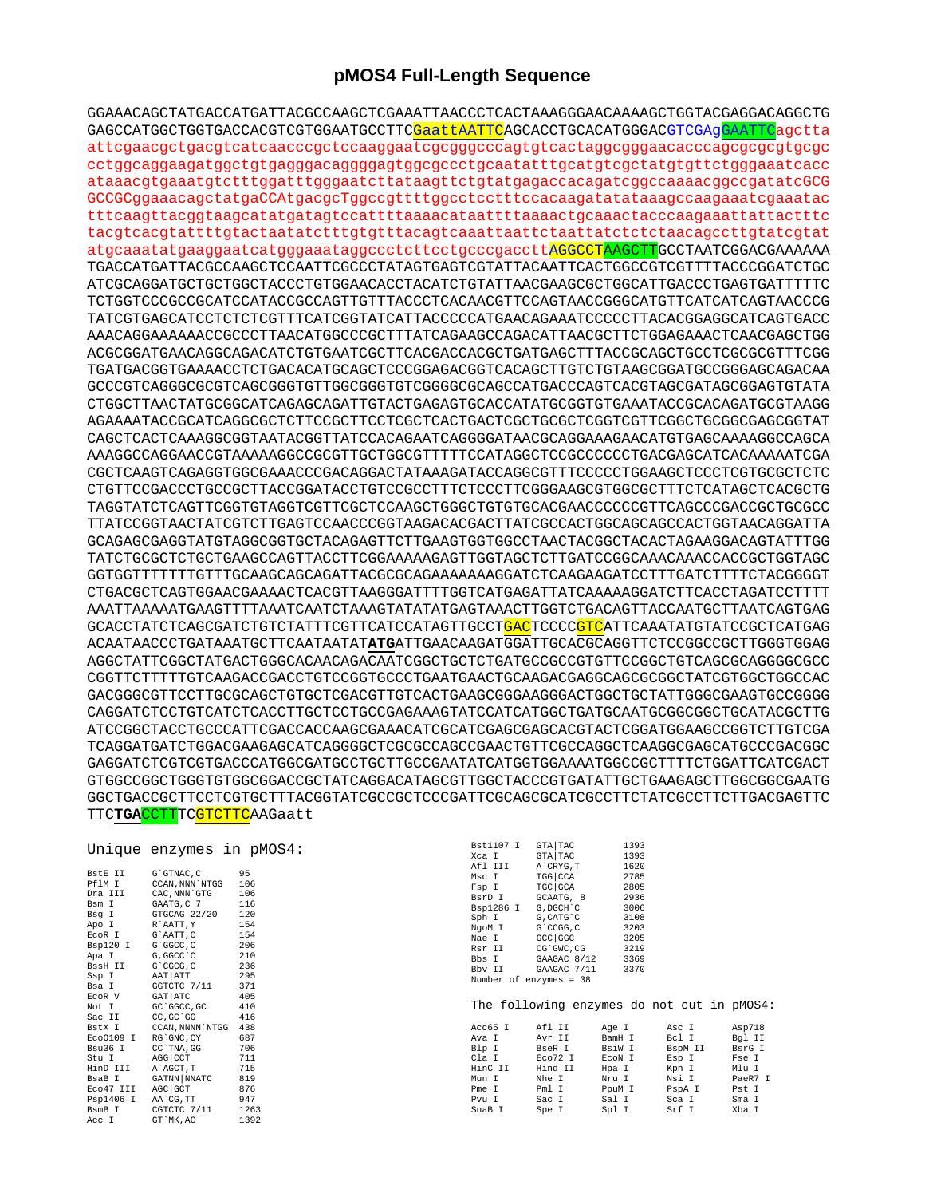# pMOS4 Full-Length Sequence

```
GGAAACAGCTATGACCATGATTACGCCAAGCTCGAAATTAACCCTCACTAAAGGGAACAAAAGCTGGTACGAGGACAGGCTG
GAGCCATGGCTGGTGACCACGTCGTGGAATGCCTTCGaattAATTCAGCACCTGCACATGGGACGTCGAgGAATTCagctta
attcgaacgctgacgtcatcaacccgctccaaggaatcgcgggcccagtgtcactaggcgggaacacccagcgcgcgtgcgc
cctggcaggaagatggctgtgagggacaggggagtggcgccctgcaatatttgcatgtcgctatgtgttctgggaaatcacc
ataaacgtgaaatgtctttggatttgggaatcttataagttctgtatgagaccacagatcggccaaaacggccgatatcGCG
GCCGCggaaacagctatgaCCAtgacgcTggccgttttggcctcctttccacaagatatataaagccaagaaatcgaaatac
tttcaagttacggtaagcatatgatagtccattttaaaacataattttaaaactgcaaactacccaagaaattattacttttc
tacgtcacgtattttgtactaatatctttgtgtttacagtcaaattaattctaattatctctctaacagccttgtatcgtat
atgcaaatatgaaggaatcatgggaaataggccctcttcctgcccgaccttAGGCCTAAGCTTGCCTAATCGGACGAAAAAA
TGACCATGATTACGCCAAGCTCCAATTCGCCCTATAGTGAGTCGTATTACAATTCACTGGCCGTCGTTTTACCCGGATCTGC
ATCGCAGGATGCTGCTGGCTACCCTGTGGAACACCTACATCTGTATTAACGAAGCGCTGGCATTGACCCTGAGTGATTTTTC
TCTGGTCCCGCCGCATCCATACCGCCAGTTGTTTACCCTCACAACGTTCCAGTAACCGGGCATGTTCATCATCAGTAACCCG
TATCGTGAGCATCCTCTCTCGTTTCATCGGTATCATTACCCCCATGAACAGAAATCCCCCTTACACGGAGGCATCAGTGACC
AAACAGGAAAAAACCGCCCTTAACATGGCCCGCTTTATCAGAAGCCAGACATTAACGCTTCTGGAGAAACTCAACGAGCTGG
ACGCGGATGAACAGGCAGACATCTGTGAATCGCTTCACGACCACGCTGATGAGCTTTACCGCAGCTGCCTCGCGCGTTTCGG
TGATGACGGTGAAAACCTCTGACACATGCAGCTCCCGGAGACGGTCACAGCTTGTCTGTAAGCGGATGCCGGGAGCAGACAA
GCCCGTCAGGGCGCGTCAGCGGGTGTTGGCGGGTGTCGGGGCGCAGCCATGACCCAGTCACGTAGCGATAGCGGAGTGTATA
CTGGCTTAACTATGCGGCATCAGAGCAGATTGTACTGAGAGTGCACCATATGCGGTGTGAAATACCGCACAGATGCGTAAGG
AGAAAATACCGCATCAGGCGCTCTTCCGCTTCCTCGCTCACTGACTCGCTGCGCTCGGTCGTTCGGCTGCGGCGAGCGGTAT
CAGCTCACTCAAAGGCGGTAATACGGTTATCCACAGAATCAGGGGATAACGCAGGAAAGAACATGTGAGCAAAAGGCCAGCA
AAAGGCCAGGAACCGTAAAAAGGCCGCGTTGCTGGCGTTTTTCCATAGGCTCCGCCCCCCTGACGAGCATCACAAAAATCGA
CGCTCAAGTCAGAGGTGGCGAAACCCGACAGGACTATAAAGATACCAGGCGTTTCCCCCTGGAAGCTCCCTCGTGCGCTCTC
CTGTTCCGACCCTGCCGCTTACCGGATACCTGTCCGCCTTTCTCCCTTCGGGAAGCGTGGCGCTTTCTCATAGCTCACGCTG
TAGGTATCTCAGTTCGGTGTAGGTCGTTCGCTCCAAGCTGGGCTGTGTGCACGAACCCCCCGTTCAGCCCGACCGCTGCGCC
TTATCCGGTAACTATCGTCTTGAGTCCAACCCGGTAAGACACGACTTATCGCCACTGGCAGCAGCCACTGGTAACAGGATTA
GCAGAGCGAGGTATGTAGGCGGTGCTACAGAGTTCTTGAAGTGGTGGCCTAACTACGGCTACACTAGAAGGACAGTATTTGG
TATCTGCGCTCTGCTGAAGCCAGTTACCTTCGGAAAAAGAGTTGGTAGCTCTTGATCCGGCAAACAAACCACCGCTGGTAGC
GGTGGTTTTTTTGTTTGCAAGCAGCAGATTACGCGCAGAAAAAAAGGATCTCAAGAAGATCCTTTGATCTTTTCTACGGGGT
CTGACGCTCAGTGGAACGAAAACTCACGTTAAGGGATTTTGGTCATGAGATTATCAAAAAGGATCTTCACCTAGATCCTTTT
AAATTAAAAATGAAGTTTTAAATCAATCTAAAGTATATATGAGTAAACTTGGTCTGACAGTTACCAATGCTTAATCAGTGAG
GCACCTATCTCAGCGATCTGTCTATTTCGTTCATCCATAGTTGCCTGACTCCCCGTCATTCAAATATGTATCCGCTCATGAG
ACAATAACCCTGATAAATGCTTCAATAATATATGATTGAACAAGATGGATTGCACGCAGGTTCTCCGGCCGCTTGGGTGGAG
AGGCTATTCGGCTATGACTGGGCACAACAGACAATCGGCTGCTCTGATGCCGCCGTGTTCCGGCTGTCAGCGCAGGGGCGCC
CGGTTCTTTTTGTCAAGACCGACCTGTCCGGTGCCCTGAATGAACTGCAAGACGAGGCAGCGCGGCTATCGTGGCTGGCCAC
GACGGGCGTTCCTTGCGCAGCTGTGCTCGACGTTGTCACTGAAGCGGGAAGGGACTGGCTGCTATTGGGCGAAGTGCCGGGG
CAGGATCTCCTGTCATCTCACCTTGCTCCTGCCGAGAAAGTATCCATCATGGCTGATGCAATGCGGCGGCTGCATACGCTTG
ATCCGGCTACCTGCCCATTCGACCACCAAGCGAAACATCGCATCGAGCGAGCACGTACTCGGATGGAAGCCGGTCTTGTCGA
TCAGGATGATCTGGACGAAGAGCATCAGGGGCTCGCGCCAGCCGAACTGTTCGCCAGGCTCAAGGCGAGCATGCCCGACGGC
GAGGATCTCGTCGTGACCCATGGCGATGCCTGCTTGCCGAATATCATGGTGGAAAATGGCCGCTTTTCTGGATTCATCGACT
GTGGCCGGCTGGGTGTGGCGGACCGCTATCAGGACATAGCGTTGGCTACCCGTGATATTGCTGAAGAGCTTGGCGGCGAATG
GGCTGACCGCTTCCTCGTGCTTTACGGTATCGCCGCTCCCGATTCGCAGCGCATCGCCTTCTATCGCCTTCTTGACGAGTTC
TTCTGACCTTTCGTCTTCAAGaatt
```

## Unique enzymes in pMOS4:

| Enzyme | Site | Position |
|---|---|---|
| BstE II | G`GTNAC,C | 95 |
| PflM I | CCAN,NNN`NTGG | 106 |
| Dra III | CAC,NNN`GTG | 106 |
| Bsm I | GAATG,C 7 | 116 |
| Bsg I | GTGCAG 22/20 | 120 |
| Apo I | R`AATT,Y | 154 |
| EcoR I | G`AATT,C | 154 |
| Bsp120 I | G`GGCC,C | 206 |
| Apa I | G,GGCC`C | 210 |
| BssH II | G`CGCG,C | 236 |
| Ssp I | AAT\|ATT | 295 |
| Bsa I | GGTCTC 7/11 | 371 |
| EcoR V | GAT\|ATC | 405 |
| Not I | GC`GGCC,GC | 410 |
| Sac II | CC,GC`GG | 416 |
| BstX I | CCAN,NNNN`NTGG | 438 |
| Eco0109 I | RG`GNC,CY | 687 |
| Bsu36 I | CC`TNA,GG | 706 |
| Stu I | AGG\|CCT | 711 |
| HinD III | A`AGCT,T | 715 |
| BsaB I | GATNN\|NNATC | 819 |
| Eco47 III | AGC\|GCT | 876 |
| Psp1406 I | AA`CG,TT | 947 |
| BsmB I | CGTCTC 7/11 | 1263 |
| Acc I | GT`MK,AC | 1392 |
| Bst1107 I | GTA\|TAC | 1393 |
| Xca I | GTA\|TAC | 1393 |
| Afl III | A`CRYG,T | 1620 |
| Msc I | TGG\|CCA | 2785 |
| Fsp I | TGC\|GCA | 2805 |
| BsrD I | GCAATG, 8 | 2936 |
| Bsp1286 I | G,DGCH`C | 3006 |
| Sph I | G,CATG`C | 3108 |
| NgoM I | G`CCGG,C | 3203 |
| Nae I | GCC\|GGC | 3205 |
| Rsr II | CG`GWC,CG | 3219 |
| Bbs I | GAAGAC 8/12 | 3369 |
| Bbv II | GAAGAC 7/11 | 3370 |

Number of enzymes = 38

The following enzymes do not cut in pMOS4:

| | | | | |
|---|---|---|---|---|
| Acc65 I | Afl II | Age I | Asc I | Asp718 |
| Ava I | Avr II | BamH I | Bcl I | Bgl II |
| Blp I | BseR I | BsiW I | BspM II | BsrG I |
| Cla I | Eco72 I | EcoN I | Esp I | Fse I |
| HinC II | Hind II | Hpa I | Kpn I | Mlu I |
| Mun I | Nhe I | Nru I | Nsi I | PaeR7 I |
| Pme I | Pml I | PpuM I | PspA I | Pst I |
| Pvu I | Sac I | Sal I | Sca I | Sma I |
| SnaB I | Spe I | Spl I | Srf I | Xba I |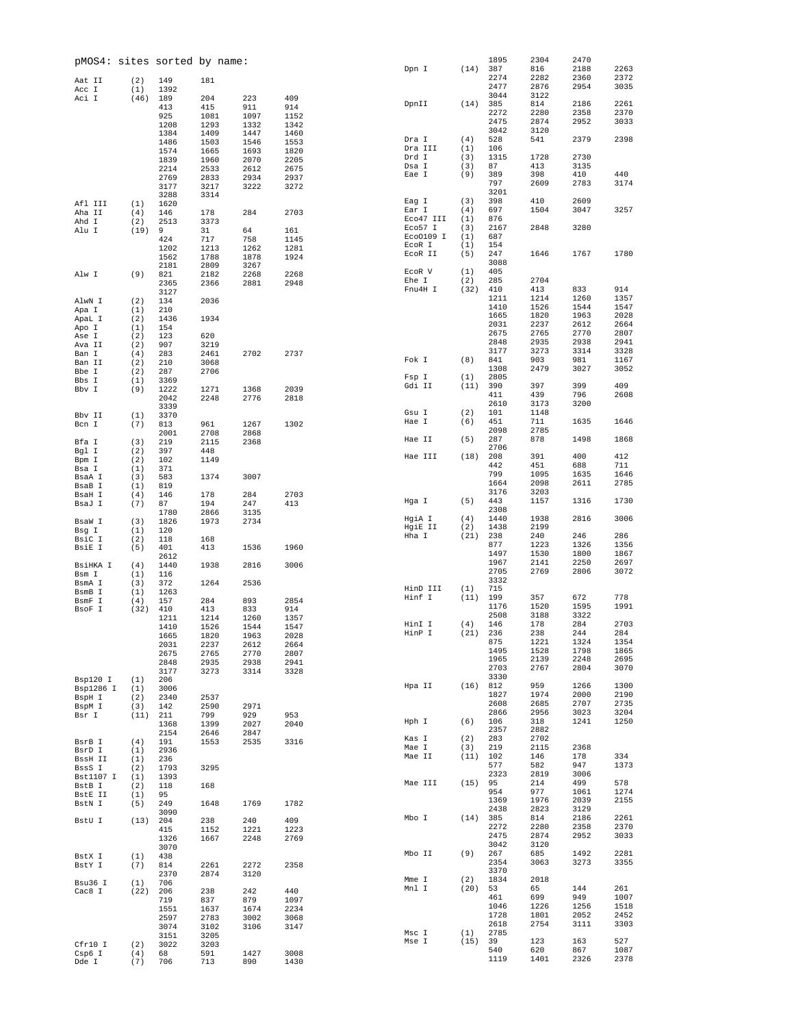pMOS4: sites sorted by name:

```
Aat II     (2)  149     181
Acc I      (1)  1392
Aci I      (46) 189     204     223     409
                413     415     911     914
                925     1081    1097    1152
                1208    1293    1332    1342
                1384    1409    1447    1460
                1486    1503    1546    1553
                1574    1665    1693    1820
                1839    1960    2070    2205
                2214    2533    2612    2675
                2769    2833    2934    2937
                3177    3217    3222    3272
                3288    3314
Afl III    (1)  1620
Aha II     (4)  146     178     284     2703
Ahd I      (2)  2513    3373
Alu I      (19) 9       31      64      161
                424     717     758     1145
                1202    1213    1262    1281
                1562    1788    1878    1924
                2181    2809    3267
Alw I      (9)  821     2182    2268    2268
                2365    2366    2881    2948
                3127
AlwN I     (2)  134     2036
Apa I      (1)  210
ApaL I     (2)  1436    1934
Apo I      (1)  154
Ase I      (2)  123     620
Ava II     (2)  907     3219
Ban I      (4)  283     2461    2702    2737
Ban II     (2)  210     3068
Bbe I      (2)  287     2706
Bbs I      (1)  3369
Bbv I      (9)  1222    1271    1368    2039
                2042    2248    2776    2818
                3339
Bbv II     (1)  3370
Bcn I      (7)  813     961     1267    1302
                2001    2708    2868
Bfa I      (3)  219     2115    2368
Bgl I      (2)  397     448
Bpm I      (2)  102     1149
Bsa I      (1)  371
BsaA I     (3)  583     1374    3007
BsaB I     (1)  819
BsaH I     (4)  146     178     284     2703
BsaJ I     (7)  87      194     247     413
                1780    2866    3135
BsaW I     (3)  1826    1973    2734
Bsg I      (1)  120
BsiC I     (2)  118     168
BsiE I     (5)  401     413     1536    1960
                2612
BsiHKA I   (4)  1440    1938    2816    3006
Bsm I      (1)  116
BsmA I     (3)  372     1264    2536
BsmB I     (1)  1263
BsmF I     (4)  157     284     893     2854
BsoF I     (32) 410     413     833     914
                1211    1214    1260    1357
                1410    1526    1544    1547
                1665    1820    1963    2028
                2031    2237    2612    2664
                2675    2765    2770    2807
                2848    2935    2938    2941
                3177    3273    3314    3328
Bsp120 I   (1)  206
Bsp1286 I  (1)  3006
BspH I     (2)  2340    2537
BspM I     (3)  142     2590    2971
Bsr I      (11) 211     799     929     953
                1368    1399    2027    2040
                2154    2646    2847
BsrB I     (4)  191     1553    2535    3316
BsrD I     (1)  2936
BssH II    (1)  236
BssS I     (2)  1793    3295
Bst1107 I  (1)  1393
BstB I     (2)  118     168
BstE II    (1)  95
BstN I     (5)  249     1648    1769    1782
                3090
BstU I     (13) 204     238     240     409
                415     1152    1221    1223
                1326    1667    2248    2769
                3070
BstX I     (1)  438
BstY I     (7)  814     2261    2272    2358
                2370    2874    3120
Bsu36 I    (1)  706
Cac8 I     (22) 206     238     242     440
                719     837     879     1097
                1551    1637    1674    2234
                2597    2783    3002    3068
                3074    3102    3106    3147
                3151    3205
Cfr10 I    (2)  3022    3203
Csp6 I     (4)  68      591     1427    3008
Dde I      (7)  706     713     890     1430
                1895    2304    2470
Dpn I      (14) 387     816     2188    2263
                2274    2282    2360    2372
                2477    2876    2954    3035
                3044    3122
DpnII      (14) 385     814     2186    2261
                2272    2280    2358    2370
                2475    2874    2952    3033
                3042    3120
Dra I      (4)  528     541     2379    2398
Dra III    (1)  106
Drd I      (3)  1315    1728    2730
Dsa I      (3)  87      413     3135
Eae I      (9)  389     398     410     440
                797     2609    2783    3174
                3201
Eag I      (3)  398     410     2609
Ear I      (4)  697     1504    3047    3257
Eco47 III  (1)  876
Eco57 I    (3)  2167    2848    3280
EcoO109 I  (1)  687
EcoR I     (1)  154
EcoR II    (5)  247     1646    1767    1780
                3088
EcoR V     (1)  405
Ehe I      (2)  285     2704
Fnu4H I    (32) 410     413     833     914
                1211    1214    1260    1357
                1410    1526    1544    1547
                1665    1820    1963    2028
                2031    2237    2612    2664
                2675    2765    2770    2807
                2848    2935    2938    2941
                3177    3273    3314    3328
Fok I      (8)  841     903     981     1167
                1308    2479    3027    3052
Fsp I      (1)  2805
Gdi II     (11) 390     397     399     409
                411     439     796     2608
                2610    3173    3200
Gsu I      (2)  101     1148
Hae I      (6)  451     711     1635    1646
                2098    2785
Hae II     (5)  287     878     1498    1868
                2706
Hae III    (18) 208     391     400     412
                442     451     688     711
                799     1095    1635    1646
                1664    2098    2611    2785
                3176    3203
Hga I      (5)  443     1157    1316    1730
                2308
HgiA I     (4)  1440    1938    2816    3006
HgiE II    (2)  1438    2199
Hha I      (21) 238     240     246     286
                877     1223    1326    1356
                1497    1530    1800    1867
                1967    2141    2250    2697
                2705    2769    2806    3072
                3332
HinD III   (1)  715
Hinf I     (11) 199     357     672     778
                1176    1520    1595    1991
                2508    3188    3322
HinI I     (4)  146     178     284     2703
HinP I     (21) 236     238     244     284
                875     1221    1324    1354
                1495    1528    1798    1865
                1965    2139    2248    2695
                2703    2767    2804    3070
                3330
Hpa II     (16) 812     959     1266    1300
                1827    1974    2000    2190
                2608    2685    2707    2735
                2866    2956    3023    3204
Hph I      (6)  106     318     1241    1250
                2357    2882
Kas I      (2)  283     2702
Mae I      (3)  219     2115    2368
Mae II     (11) 102     146     178     334
                577     582     947     1373
                2323    2819    3006
Mae III    (15) 95      214     499     578
                954     977     1061    1274
                1369    1976    2039    2155
                2438    2823    3129
Mbo I      (14) 385     814     2186    2261
                2272    2280    2358    2370
                2475    2874    2952    3033
                3042    3120
Mbo II     (9)  267     685     1492    2281
                2354    3063    3273    3355
                3370
Mme I      (2)  1834    2018
Mnl I      (20) 53      65      144     261
                461     699     949     1007
                1046    1226    1256    1518
                1728    1801    2052    2452
                2618    2754    3111    3303
Msc I      (1)  2785
Mse I      (15) 39      123     163     527
                540     620     867     1087
                1119    1401    2326    2378
```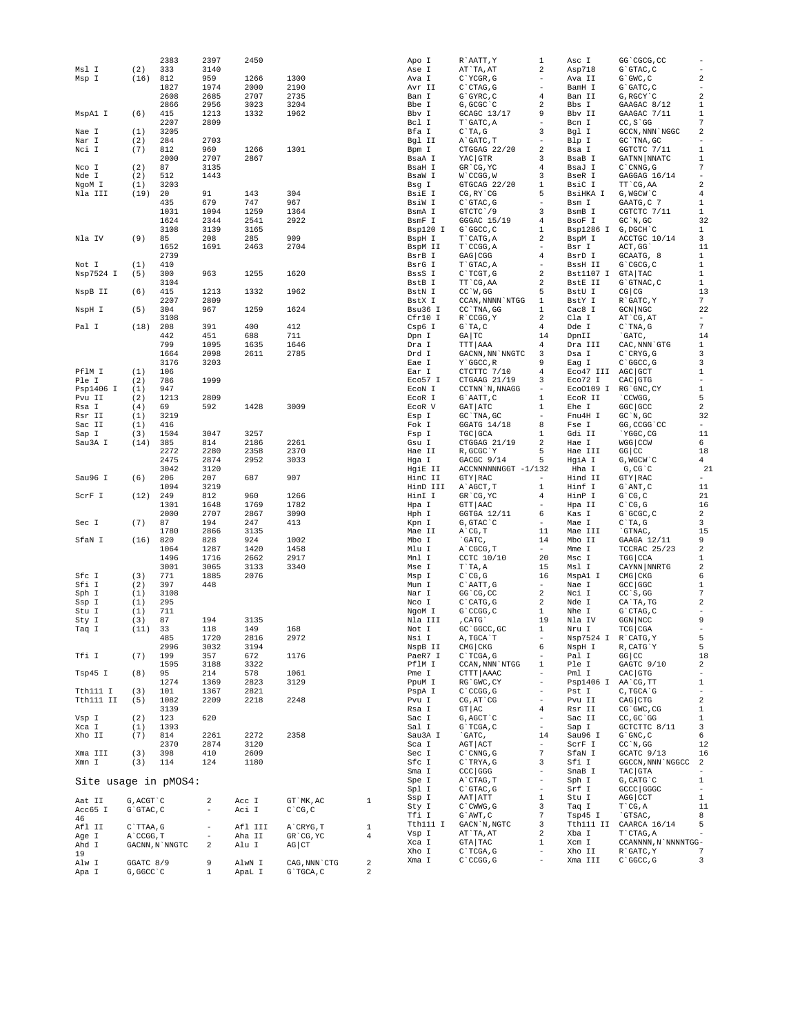| | | | | | |
|---|---|---|---|---|---|
| | | 2383 | 2397 | 2450 | |
| Msl I | (2) | 333 | 3140 | | |
| Msp I | (16) | 812 | 959 | 1266 | 1300 |
| | | 1827 | 1974 | 2000 | 2190 |
| | | 2608 | 2685 | 2707 | 2735 |
| | | 2866 | 2956 | 3023 | 3204 |
| MspA1 I | (6) | 415 | 1213 | 1332 | 1962 |
| | | 2207 | 2809 | | |
| Nae I | (1) | 3205 | | | |
| Nar I | (2) | 284 | 2703 | | |
| Nci I | (7) | 812 | 960 | 1266 | 1301 |
| | | 2000 | 2707 | 2867 | |
| Nco I | (2) | 87 | 3135 | | |
| Nde I | (2) | 512 | 1443 | | |
| NgoM I | (1) | 3203 | | | |
| Nla III | (19) | 20 | 91 | 143 | 304 |
| | | 435 | 679 | 747 | 967 |
| | | 1031 | 1094 | 1259 | 1364 |
| | | 1624 | 2344 | 2541 | 2922 |
| | | 3108 | 3139 | 3165 | |
| Nla IV | (9) | 85 | 208 | 285 | 909 |
| | | 1652 | 1691 | 2463 | 2704 |
| | | 2739 | | | |
| Not I | (1) | 410 | | | |
| Nsp7524 I | (5) | 300 | 963 | 1255 | 1620 |
| | | 3104 | | | |
| NspB II | (6) | 415 | 1213 | 1332 | 1962 |
| | | 2207 | 2809 | | |
| NspH I | (5) | 304 | 967 | 1259 | 1624 |
| | | 3108 | | | |
| Pal I | (18) | 208 | 391 | 400 | 412 |
| | | 442 | 451 | 688 | 711 |
| | | 799 | 1095 | 1635 | 1646 |
| | | 1664 | 2098 | 2611 | 2785 |
| | | 3176 | 3203 | | |
| PflM I | (1) | 106 | | | |
| Ple I | (2) | 786 | 1999 | | |
| Psp1406 I | (1) | 947 | | | |
| Pvu II | (2) | 1213 | 2809 | | |
| Rsa I | (4) | 69 | 592 | 1428 | 3009 |
| Rsr II | (1) | 3219 | | | |
| Sac II | (1) | 416 | | | |
| Sap I | (3) | 1504 | 3047 | 3257 | |
| Sau3A I | (14) | 385 | 814 | 2186 | 2261 |
| | | 2272 | 2280 | 2358 | 2370 |
| | | 2475 | 2874 | 2952 | 3033 |
| | | 3042 | 3120 | | |
| Sau96 I | (6) | 206 | 207 | 687 | 907 |
| | | 1094 | 3219 | | |
| ScrF I | (12) | 249 | 812 | 960 | 1266 |
| | | 1301 | 1648 | 1769 | 1782 |
| | | 2000 | 2707 | 2867 | 3090 |
| Sec I | (7) | 87 | 194 | 247 | 413 |
| | | 1780 | 2866 | 3135 | |
| SfaN I | (16) | 820 | 828 | 924 | 1002 |
| | | 1064 | 1287 | 1420 | 1458 |
| | | 1496 | 1716 | 2662 | 2917 |
| | | 3001 | 3065 | 3133 | 3340 |
| Sfc I | (3) | 771 | 1885 | 2076 | |
| Sfi I | (2) | 397 | 448 | | |
| Sph I | (1) | 3108 | | | |
| Ssp I | (1) | 295 | | | |
| Stu I | (1) | 711 | | | |
| Sty I | (3) | 87 | 194 | 3135 | |
| Taq I | (11) | 33 | 118 | 149 | 168 |
| | | 485 | 1720 | 2816 | 2972 |
| | | 2996 | 3032 | 3194 | |
| Tfi I | (7) | 199 | 357 | 672 | 1176 |
| | | 1595 | 3188 | 3322 | |
| Tsp45 I | (8) | 95 | 214 | 578 | 1061 |
| | | 1274 | 1369 | 2823 | 3129 |
| Tth111 I | (3) | 101 | 1367 | 2821 | |
| Tth111 II | (5) | 1082 | 2209 | 2218 | 2248 |
| | | 3139 | | | |
| Vsp I | (2) | 123 | 620 | | |
| Xca I | (1) | 1393 | | | |
| Xho II | (7) | 814 | 2261 | 2272 | 2358 |
| | | 2370 | 2874 | 3120 | |
| Xma III | (3) | 398 | 410 | 2609 | |
| Xmn I | (3) | 114 | 124 | 1180 | |

## Site usage in pMOS4:

| | | | | | |
|---|---|---|---|---|---|
| Aat II | G,ACGT`C | 2 | Acc I | GT`MK,AC | 1 |
| Acc65 I | G`GTAC,C | - | Aci I | C`CG,C | 46 |
| Afl II | C`TTAA,G | - | Afl III | A`CRYG,T | 1 |
| Age I | A`CCGG,T | - | Aha II | GR`CG,YC | 4 |
| Ahd I | GACNN,N`NNGTC | 2 | Alu I | AG\|CT | 19 |
| Alw I | GGATC 8/9 | 9 | AlwN I | CAG,NNN`CTG | 2 |
| Apa I | G,GGCC`C | 1 | ApaL I | G`TGCA,C | 2 |
| Apo I | R`AATT,Y | 1 | Asc I | GG`CGCG,CC | - |
| Ase I | AT`TA,AT | 2 | Asp718 | G`GTAC,C | - |
| Ava I | C`YCGR,G | - | Ava II | G`GWC,C | 2 |
| Avr II | C`CTAG,G | - | BamH I | G`GATC,C | - |
| Ban I | G`GYRC,C | 4 | Ban II | G,RGCY`C | 2 |
| Bbe I | G,GCGC`C | 2 | Bbs I | GAAGAC 8/12 | 1 |
| Bbv I | GCAGC 13/17 | 9 | Bbv II | GAAGAC 7/11 | 1 |
| Bcl I | T`GATC,A | - | Bcn I | CC,S`GG | 7 |
| Bfa I | C`TA,G | 3 | Bgl I | GCCN,NNN`NGGC | 2 |
| Bgl II | A`GATC,T | - | Blp I | GC`TNA,GC | - |
| Bpm I | CTGGAG 22/20 | 2 | Bsa I | GGTCTC 7/11 | 1 |
| BsaA I | YAC\|GTR | 3 | BsaB I | GATNN\|NNATC | 1 |
| BsaH I | GR`CG,YC | 4 | BsaJ I | C`CNNG,G | 7 |
| BsaW I | W`CCGG,W | 3 | BseR I | GAGGAG 16/14 | - |
| Bsg I | GTGCAG 22/20 | 1 | BsiC I | TT`CG,AA | 2 |
| BsiE I | CG,RY`CG | 5 | BsiHKA I | G,WGCW`C | 4 |
| BsiW I | C`GTAC,G | - | Bsm I | GAATG,C 7 | 1 |
| BsmA I | GTCTC`/9 | 3 | BsmB I | CGTCTC 7/11 | 1 |
| BsmF I | GGGAC 15/19 | 4 | BsoF I | GC`N,GC | 32 |
| Bsp120 I | G`GGCC,C | 1 | Bsp1286 I | G,DGCH`C | 1 |
| BspH I | T`CATG,A | 2 | BspM I | ACCTGC 10/14 | 3 |
| BspM II | T`CCGG,A | - | Bsr I | ACT,GG` | 11 |
| BsrB I | GAG\|CGG | 4 | BsrD I | GCAATG, 8 | 1 |
| BsrG I | T`GTAC,A | - | BssH II | G`CGCG,C | 1 |
| BssS I | C`TCGT,G | 2 | Bst1107 I | GTA\|TAC | 1 |
| BstB I | TT`CG,AA | 2 | BstE II | G`GTNAC,C | 1 |
| BstN I | CC`W,GG | 5 | BstU I | CG\|CG | 13 |
| BstX I | CCAN,NNNN`NTGG | 1 | BstY I | R`GATC,Y | 7 |
| Bsu36 I | CC`TNA,GG | 1 | Cac8 I | GCN\|NGC | 22 |
| Cfr10 I | R`CCGG,Y | 2 | Cla I | AT`CG,AT | - |
| Csp6 I | G`TA,C | 4 | Dde I | C`TNA,G | 7 |
| Dpn I | GA\|TC | 14 | DpnII | `GATC, | 14 |
| Dra I | TTT\|AAA | 4 | Dra III | CAC,NNN`GTG | 1 |
| Drd I | GACNN,NN`NNGTC | 3 | Dsa I | C`CRYG,G | 3 |
| Eae I | Y`GGCC,R | 9 | Eag I | C`GGCC,G | 3 |
| Ear I | CTCTTC 7/10 | 4 | Eco47 III | AGC\|GCT | 1 |
| Eco57 I | CTGAAG 21/19 | 3 | Eco72 I | CAC\|GTG | - |
| EcoN I | CCTNN`N,NNAGG | - | EcoO109 I | RG`GNC,CY | 1 |
| EcoR I | G`AATT,C | 1 | EcoR II | `CCWGG, | 5 |
| EcoR V | GAT\|ATC | 1 | Ehe I | GGC\|GCC | 2 |
| Esp I | GC`TNA,GC | - | Fnu4H I | GC`N,GC | 32 |
| Fok I | GGATG 14/18 | 8 | Fse I | GG,CCGG`CC | - |
| Fsp I | TGC\|GCA | 1 | Gdi II | `YGGC,CG | 11 |
| Gsu I | CTGGAG 21/19 | 2 | Hae I | WGG\|CCW | 6 |
| Hae II | R,GCGC`Y | 5 | Hae III | GG\|CC | 18 |
| Hga I | GACGC 9/14 | 5 | HgiA I | G,WGCW`C | 4 |
| HgiE II | ACCNNNNNNGGT -1/132 | | | | 21 |
| Hha I | G,CG`C | | | | |
| HinC II | GTY\|RAC | - | Hind II | GTY\|RAC | - |
| HinD III | A`AGCT,T | 1 | Hinf I | G`ANT,C | 11 |
| HinI I | GR`CG,YC | 4 | HinP I | G`CG,C | 21 |
| Hpa I | GTT\|AAC | - | Hpa II | C`CG,G | 16 |
| Hph I | GGTGA 12/11 | 6 | Kas I | G`GCGC,C | 2 |
| Kpn I | G,GTAC`C | - | Mae I | C`TA,G | 3 |
| Mae II | A`CG,T | 11 | Mae III | `GTNAC, | 15 |
| Mbo I | `GATC, | 14 | Mbo II | GAAGA 12/11 | 9 |
| Mlu I | A`CGCG,T | - | Mme I | TCCRAC 25/23 | 2 |
| Mnl I | CCTC 10/10 | 20 | Msc I | TGG\|CCA | 1 |
| Mse I | T`TA,A | 15 | Msl I | CAYNN\|NNRTG | 2 |
| Msp I | C`CG,G | 16 | MspA1 I | CMG\|CKG | 6 |
| Mun I | C`AATT,G | - | Nae I | GCC\|GGC | 1 |
| Nar I | GG`CG,CC | 2 | Nci I | CC`S,GG | 7 |
| Nco I | C`CATG,G | 2 | Nde I | CA`TA,TG | 2 |
| NgoM I | G`CCGG,C | 1 | Nhe I | G`CTAG,C | - |
| Nla III | ,CATG` | 19 | Nla IV | GGN\|NCC | 9 |
| Not I | GC`GGCC,GC | 1 | Nru I | TCG\|CGA | - |
| Nsi I | A,TGCA`T | - | Nsp7524 I | R`CATG,Y | 5 |
| NspB II | CMG\|CKG | 6 | NspH I | R,CATG`Y | 5 |
| PaeR7 I | C`TCGA,G | - | Pal I | GG\|CC | 18 |
| PflM I | CCAN,NNN`NTGG | 1 | Ple I | GAGTC 9/10 | 2 |
| Pme I | CTTT\|AAAC | - | Pml I | CAC\|GTG | - |
| PpuM I | RG`GWC,CY | - | Psp1406 I | AA`CG,TT | 1 |
| PspA I | C`CCGG,G | - | Pst I | C,TGCA`G | - |
| Pvu I | CG,AT`CG | - | Pvu II | CAG\|CTG | 2 |
| Rsa I | GT\|AC | 4 | Rsr II | CG`GWC,CG | 1 |
| Sac I | G,AGCT`C | - | Sac II | CC,GC`GG | 1 |
| Sal I | G`TCGA,C | - | Sap I | GCTCTTC 8/11 | 3 |
| Sau3A I | `GATC, | 14 | Sau96 I | G`GNC,C | 6 |
| Sca I | AGT\|ACT | - | ScrF I | CC`N,GG | 12 |
| Sec I | C`CNNG,G | 7 | SfaN I | GCATC 9/13 | 16 |
| Sfc I | C`TRYA,G | 3 | Sfi I | GGCCN,NNN`NGGCC | 2 |
| Sma I | CCC\|GGG | - | SnaB I | TAC\|GTA | - |
| Spe I | A`CTAG,T | - | Sph I | G,CATG`C | 1 |
| Spl I | C`GTAC,G | - | Srf I | GCCC\|GGGC | - |
| Ssp I | AAT\|ATT | 1 | Stu I | AGG\|CCT | 1 |
| Sty I | C`CWWG,G | 3 | Taq I | T`CG,A | 11 |
| Tfi I | G`AWT,C | 7 | Tsp45 I | `GTSAC, | 8 |
| Tth111 I | GACN`N,NGTC | 3 | Tth111 II | CAARCA 16/14 | 5 |
| Vsp I | AT`TA,AT | 2 | Xba I | T`CTAG,A | - |
| Xca I | GTA\|TAC | 1 | Xcm I | CCANNNN,N`NNNNTGG | - |
| Xho I | C`TCGA,G | - | Xho II | R`GATC,Y | 7 |
| Xma I | C`CCGG,G | - | Xma III | C`GGCC,G | 3 |